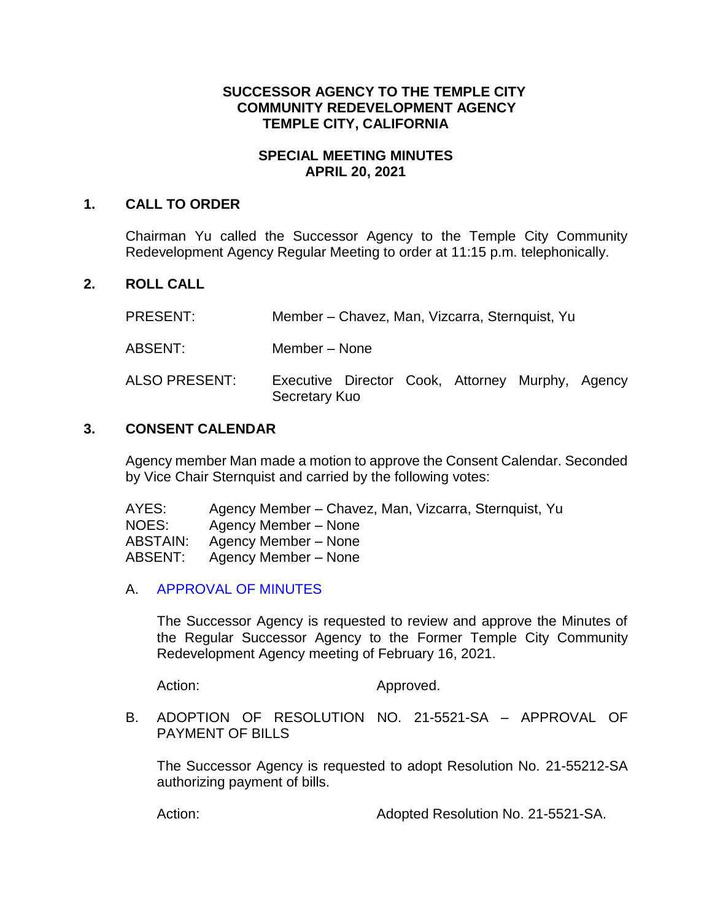# SUCCESSOR AGENCY TO THE TEMPLE CITY COMMUNITY REDEVELOPMENT AGENCY TEMPLE CITY, CALIFORNIA

## SPECIAL MEETING MINUTES APRIL 20, 2021

### 1. CALL TO ORDER

Chairman Yu called the Successor Agency to the Temple City Community Redevelopment Agency Regular Meeting to order at 11:15 p.m. telephonically.

### 2. ROLL CALL

PRESENT: Member – Chavez, Man, Vizcarra, Sternquist, Yu

ABSENT: Member – None

ALSO PRESENT: Executive Director Cook, Attorney Murphy, Agency Secretary Kuo

### 3. CONSENT CALENDAR

Agency member Man made a motion to approve the Consent Calendar. Seconded by Vice Chair Sternquist and carried by the following votes:

AYES: Agency Member – Chavez, Man, Vizcarra, Sternquist, Yu
NOES: Agency Member – None
ABSTAIN: Agency Member – None
ABSENT: Agency Member – None

A. APPROVAL OF MINUTES

The Successor Agency is requested to review and approve the Minutes of the Regular Successor Agency to the Former Temple City Community Redevelopment Agency meeting of February 16, 2021.

Action: Approved.

B. ADOPTION OF RESOLUTION NO. 21-5521-SA – APPROVAL OF PAYMENT OF BILLS

The Successor Agency is requested to adopt Resolution No. 21-55212-SA authorizing payment of bills.

Action: Adopted Resolution No. 21-5521-SA.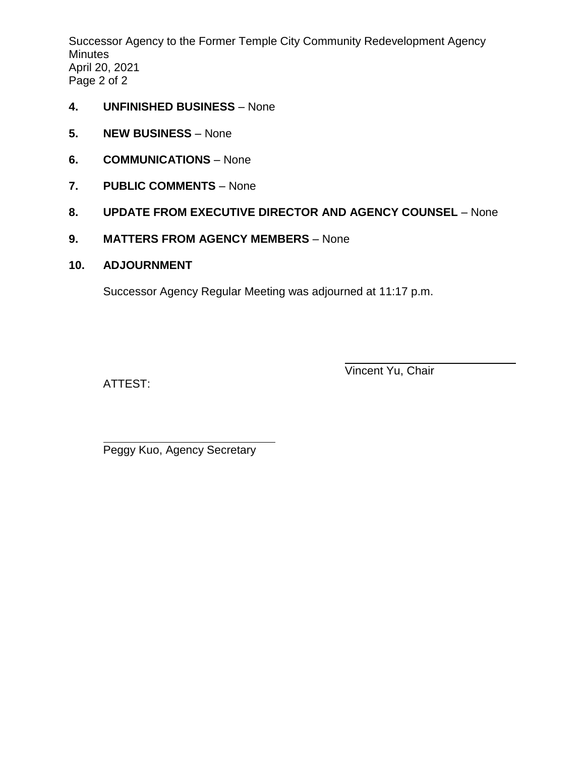**4. UNFINISHED BUSINESS** – None

**5. NEW BUSINESS** – None

**6. COMMUNICATIONS** – None

**7. PUBLIC COMMENTS** – None

**8. UPDATE FROM EXECUTIVE DIRECTOR AND AGENCY COUNSEL** – None

**9. MATTERS FROM AGENCY MEMBERS** – None

**10. ADJOURNMENT**

Successor Agency Regular Meeting was adjourned at 11:17 p.m.

Vincent Yu, Chair

ATTEST:

Peggy Kuo, Agency Secretary